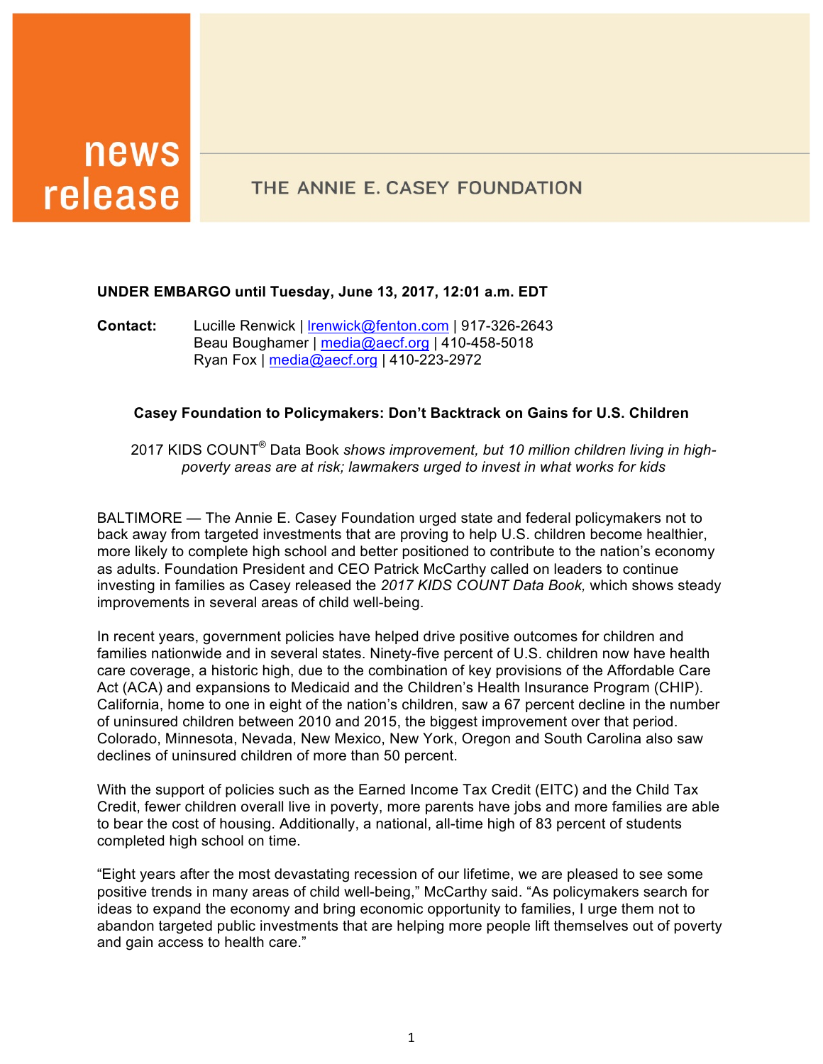news release

THE ANNIE E. CASEY FOUNDATION

**UNDER EMBARGO until Tuesday, June 13, 2017, 12:01 a.m. EDT**

**Contact:** Lucille Renwick | lrenwick@fenton.com | 917-326-2643
Beau Boughamer | media@aecf.org | 410-458-5018
Ryan Fox | media@aecf.org | 410-223-2972

## Casey Foundation to Policymakers: Don't Backtrack on Gains for U.S. Children

2017 KIDS COUNT® Data Book *shows improvement, but 10 million children living in high-poverty areas are at risk; lawmakers urged to invest in what works for kids*

BALTIMORE — The Annie E. Casey Foundation urged state and federal policymakers not to back away from targeted investments that are proving to help U.S. children become healthier, more likely to complete high school and better positioned to contribute to the nation's economy as adults. Foundation President and CEO Patrick McCarthy called on leaders to continue investing in families as Casey released the *2017 KIDS COUNT Data Book,* which shows steady improvements in several areas of child well-being.

In recent years, government policies have helped drive positive outcomes for children and families nationwide and in several states. Ninety-five percent of U.S. children now have health care coverage, a historic high, due to the combination of key provisions of the Affordable Care Act (ACA) and expansions to Medicaid and the Children's Health Insurance Program (CHIP). California, home to one in eight of the nation's children, saw a 67 percent decline in the number of uninsured children between 2010 and 2015, the biggest improvement over that period. Colorado, Minnesota, Nevada, New Mexico, New York, Oregon and South Carolina also saw declines of uninsured children of more than 50 percent.

With the support of policies such as the Earned Income Tax Credit (EITC) and the Child Tax Credit, fewer children overall live in poverty, more parents have jobs and more families are able to bear the cost of housing. Additionally, a national, all-time high of 83 percent of students completed high school on time.

"Eight years after the most devastating recession of our lifetime, we are pleased to see some positive trends in many areas of child well-being," McCarthy said. "As policymakers search for ideas to expand the economy and bring economic opportunity to families, I urge them not to abandon targeted public investments that are helping more people lift themselves out of poverty and gain access to health care."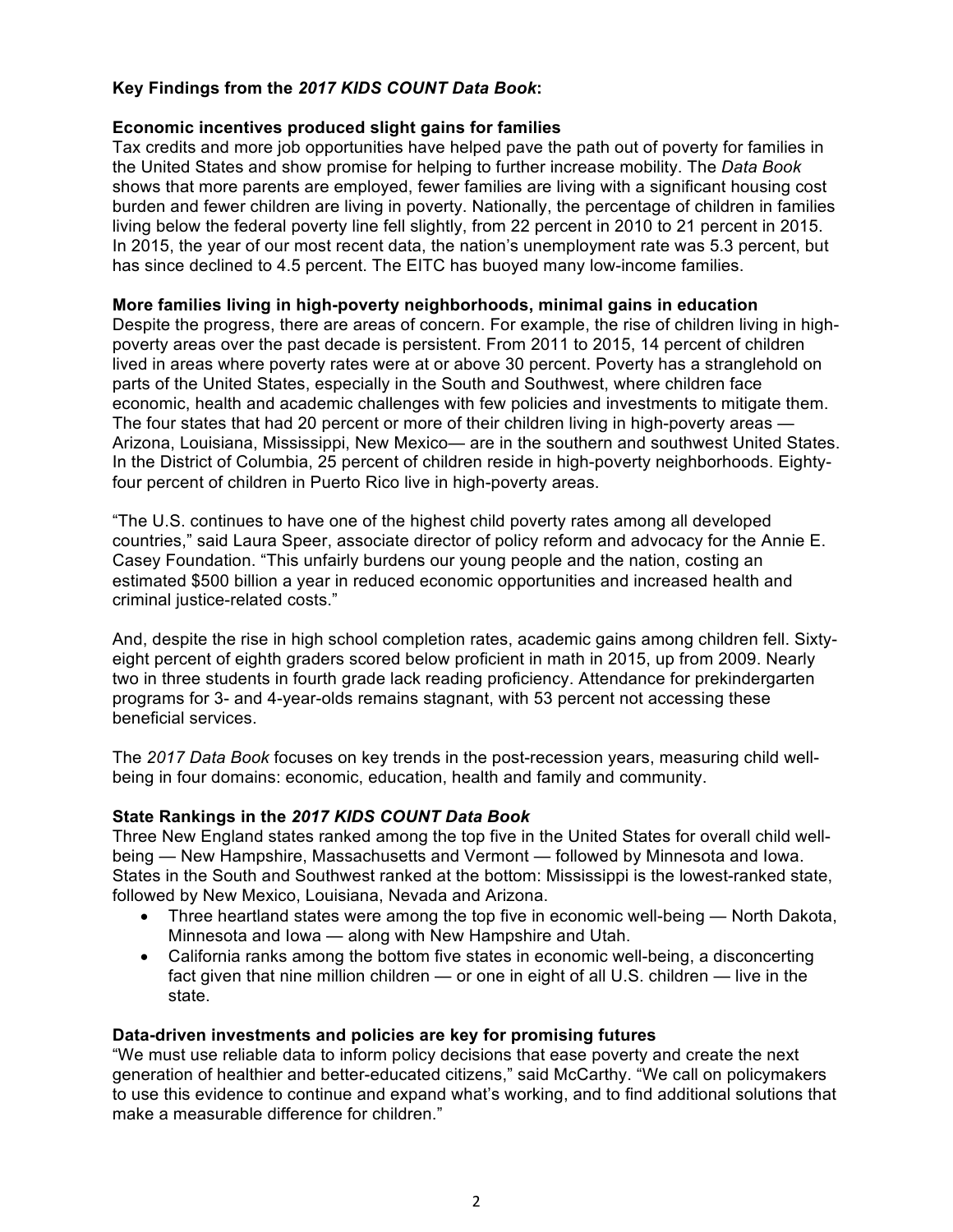**Key Findings from the *2017 KIDS COUNT Data Book*:**

**Economic incentives produced slight gains for families**

Tax credits and more job opportunities have helped pave the path out of poverty for families in the United States and show promise for helping to further increase mobility. The *Data Book* shows that more parents are employed, fewer families are living with a significant housing cost burden and fewer children are living in poverty. Nationally, the percentage of children in families living below the federal poverty line fell slightly, from 22 percent in 2010 to 21 percent in 2015. In 2015, the year of our most recent data, the nation's unemployment rate was 5.3 percent, but has since declined to 4.5 percent. The EITC has buoyed many low-income families.

**More families living in high-poverty neighborhoods, minimal gains in education**

Despite the progress, there are areas of concern. For example, the rise of children living in high-poverty areas over the past decade is persistent. From 2011 to 2015, 14 percent of children lived in areas where poverty rates were at or above 30 percent. Poverty has a stranglehold on parts of the United States, especially in the South and Southwest, where children face economic, health and academic challenges with few policies and investments to mitigate them. The four states that had 20 percent or more of their children living in high-poverty areas — Arizona, Louisiana, Mississippi, New Mexico— are in the southern and southwest United States. In the District of Columbia, 25 percent of children reside in high-poverty neighborhoods. Eighty-four percent of children in Puerto Rico live in high-poverty areas.

"The U.S. continues to have one of the highest child poverty rates among all developed countries," said Laura Speer, associate director of policy reform and advocacy for the Annie E. Casey Foundation. "This unfairly burdens our young people and the nation, costing an estimated $500 billion a year in reduced economic opportunities and increased health and criminal justice-related costs."

And, despite the rise in high school completion rates, academic gains among children fell. Sixty-eight percent of eighth graders scored below proficient in math in 2015, up from 2009. Nearly two in three students in fourth grade lack reading proficiency. Attendance for prekindergarten programs for 3- and 4-year-olds remains stagnant, with 53 percent not accessing these beneficial services.

The *2017 Data Book* focuses on key trends in the post-recession years, measuring child well-being in four domains: economic, education, health and family and community.

**State Rankings in the *2017 KIDS COUNT Data Book***

Three New England states ranked among the top five in the United States for overall child well-being — New Hampshire, Massachusetts and Vermont — followed by Minnesota and Iowa. States in the South and Southwest ranked at the bottom: Mississippi is the lowest-ranked state, followed by New Mexico, Louisiana, Nevada and Arizona.

- Three heartland states were among the top five in economic well-being — North Dakota, Minnesota and Iowa — along with New Hampshire and Utah.
- California ranks among the bottom five states in economic well-being, a disconcerting fact given that nine million children — or one in eight of all U.S. children — live in the state.

**Data-driven investments and policies are key for promising futures**

"We must use reliable data to inform policy decisions that ease poverty and create the next generation of healthier and better-educated citizens," said McCarthy. "We call on policymakers to use this evidence to continue and expand what's working, and to find additional solutions that make a measurable difference for children."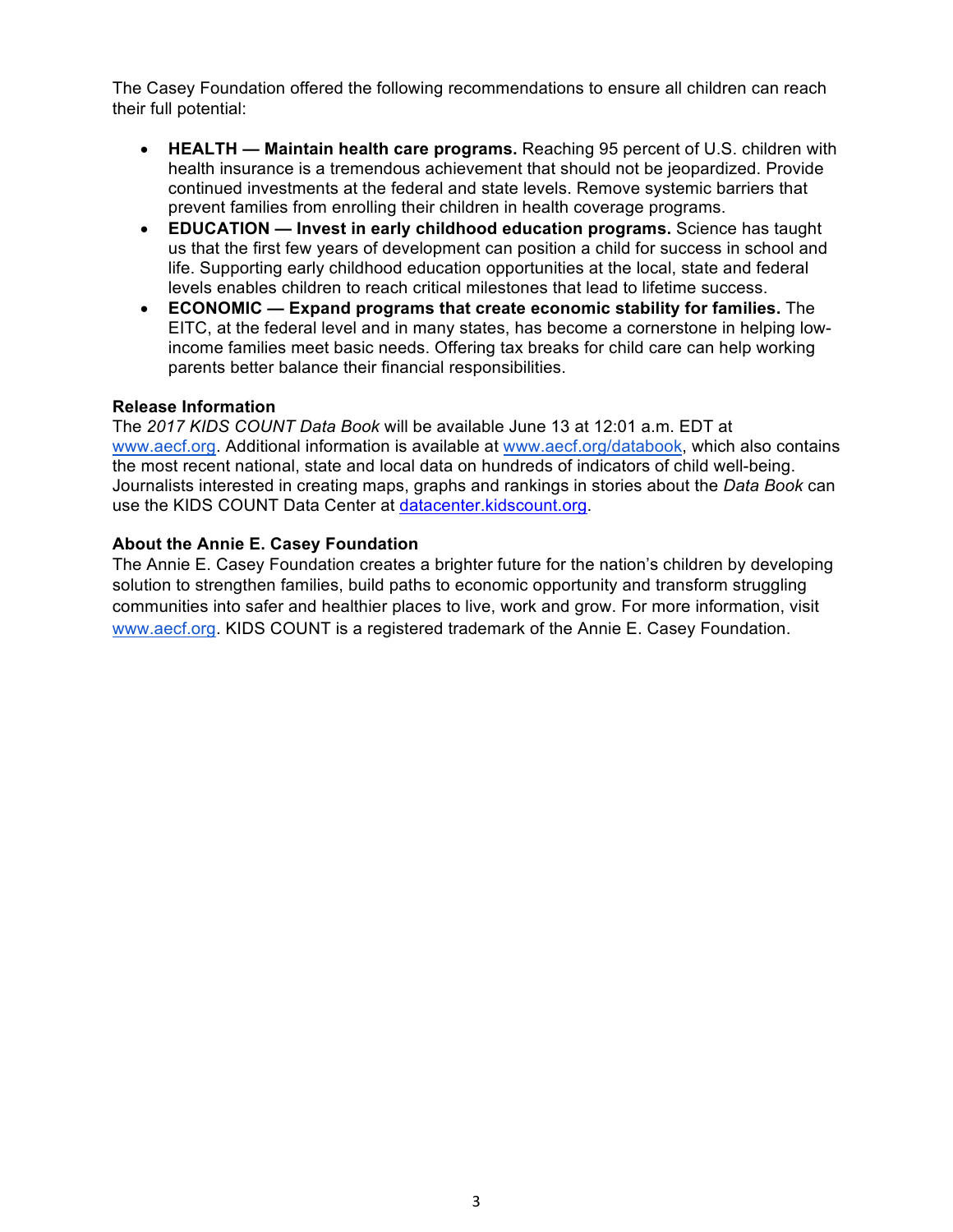The Casey Foundation offered the following recommendations to ensure all children can reach their full potential:

- **HEALTH — Maintain health care programs.** Reaching 95 percent of U.S. children with health insurance is a tremendous achievement that should not be jeopardized. Provide continued investments at the federal and state levels. Remove systemic barriers that prevent families from enrolling their children in health coverage programs.
- **EDUCATION — Invest in early childhood education programs.** Science has taught us that the first few years of development can position a child for success in school and life. Supporting early childhood education opportunities at the local, state and federal levels enables children to reach critical milestones that lead to lifetime success.
- **ECONOMIC — Expand programs that create economic stability for families.** The EITC, at the federal level and in many states, has become a cornerstone in helping low-income families meet basic needs. Offering tax breaks for child care can help working parents better balance their financial responsibilities.

**Release Information**

The *2017 KIDS COUNT Data Book* will be available June 13 at 12:01 a.m. EDT at www.aecf.org. Additional information is available at www.aecf.org/databook, which also contains the most recent national, state and local data on hundreds of indicators of child well-being. Journalists interested in creating maps, graphs and rankings in stories about the *Data Book* can use the KIDS COUNT Data Center at datacenter.kidscount.org.

**About the Annie E. Casey Foundation**

The Annie E. Casey Foundation creates a brighter future for the nation's children by developing solution to strengthen families, build paths to economic opportunity and transform struggling communities into safer and healthier places to live, work and grow. For more information, visit www.aecf.org. KIDS COUNT is a registered trademark of the Annie E. Casey Foundation.